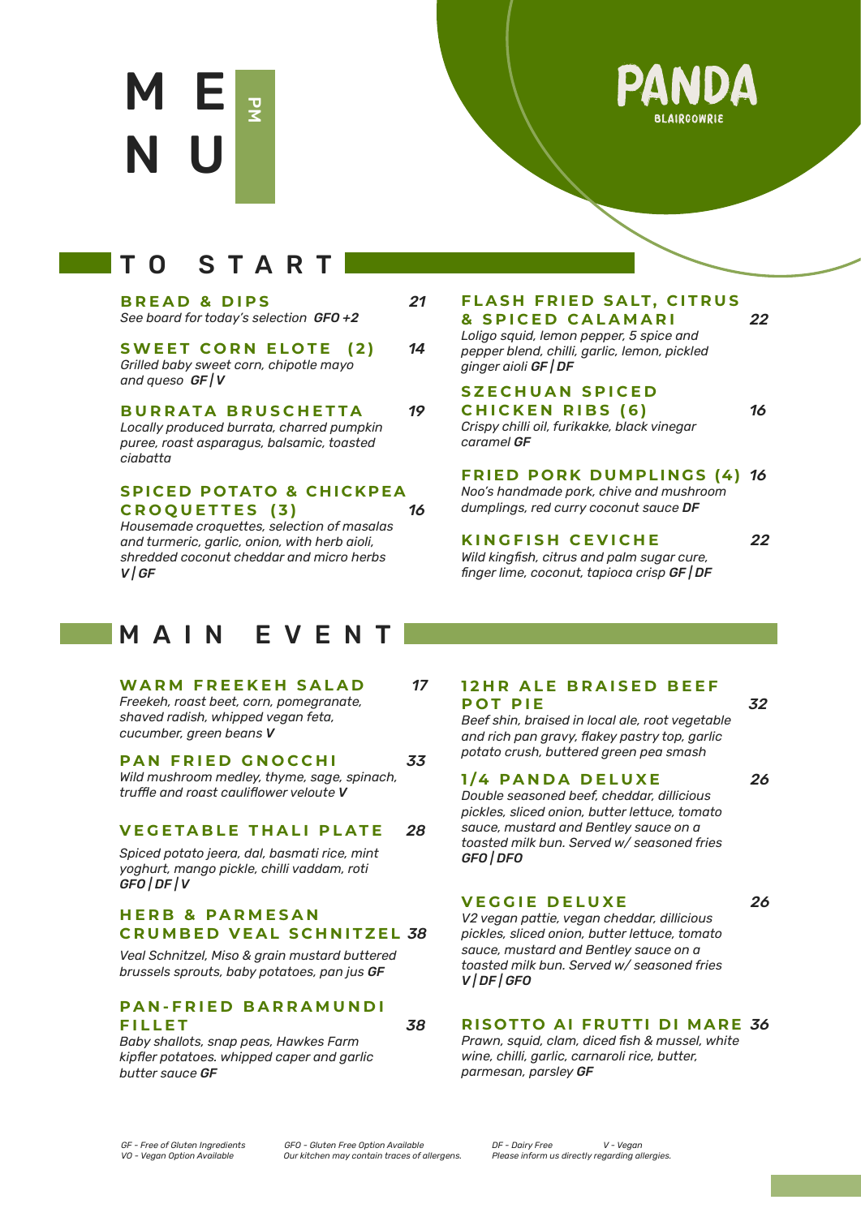# MENU PM

**PANDA**
BLAIRGOWRIE

## TO START

### BREAD & DIPS — 21
*See board for today's selection* ***GFO +2***

### SWEET CORN ELOTE (2) — 14
*Grilled baby sweet corn, chipotle mayo and queso* ***GF | V***

### BURRATA BRUSCHETTA — 19
*Locally produced burrata, charred pumpkin puree, roast asparagus, balsamic, toasted ciabatta*

### SPICED POTATO & CHICKPEA CROQUETTES (3) — 16
*Housemade croquettes, selection of masalas and turmeric, garlic, onion, with herb aioli, shredded coconut cheddar and micro herbs* ***V | GF***

### FLASH FRIED SALT, CITRUS & SPICED CALAMARI — 22
*Loligo squid, lemon pepper, 5 spice and pepper blend, chilli, garlic, lemon, pickled ginger aioli* ***GF | DF***

### SZECHUAN SPICED CHICKEN RIBS (6) — 16
*Crispy chilli oil, furikakke, black vinegar caramel* ***GF***

### FRIED PORK DUMPLINGS (4) — 16
*Noo's handmade pork, chive and mushroom dumplings, red curry coconut sauce* ***DF***

### KINGFISH CEVICHE — 22
*Wild kingfish, citrus and palm sugar cure, finger lime, coconut, tapioca crisp* ***GF | DF***

## MAIN EVENT

### WARM FREEKEH SALAD — 17
*Freekeh, roast beet, corn, pomegranate, shaved radish, whipped vegan feta, cucumber, green beans* ***V***

### PAN FRIED GNOCCHI — 33
*Wild mushroom medley, thyme, sage, spinach, truffle and roast cauliflower veloute* ***V***

### VEGETABLE THALI PLATE — 28
*Spiced potato jeera, dal, basmati rice, mint yoghurt, mango pickle, chilli vaddam, roti* ***GFO | DF | V***

### HERB & PARMESAN CRUMBED VEAL SCHNITZEL — 38
*Veal Schnitzel, Miso & grain mustard buttered brussels sprouts, baby potatoes, pan jus* ***GF***

### PAN-FRIED BARRAMUNDI FILLET — 38
*Baby shallots, snap peas, Hawkes Farm kipfler potatoes. whipped caper and garlic butter sauce* ***GF***

### 12HR ALE BRAISED BEEF POT PIE — 32
*Beef shin, braised in local ale, root vegetable and rich pan gravy, flakey pastry top, garlic potato crush, buttered green pea smash*

### 1/4 PANDA DELUXE — 26
*Double seasoned beef, cheddar, dillicious pickles, sliced onion, butter lettuce, tomato sauce, mustard and Bentley sauce on a toasted milk bun. Served w/ seasoned fries* ***GFO | DFO***

### VEGGIE DELUXE — 26
*V2 vegan pattie, vegan cheddar, dillicious pickles, sliced onion, butter lettuce, tomato sauce, mustard and Bentley sauce on a toasted milk bun. Served w/ seasoned fries* ***V | DF | GFO***

### RISOTTO AI FRUTTI DI MARE — 36
*Prawn, squid, clam, diced fish & mussel, white wine, chilli, garlic, carnaroli rice, butter, parmesan, parsley* ***GF***

*GF - Free of Gluten Ingredients*
*VO - Vegan Option Available*
*GFO - Gluten Free Option Available*
*Our kitchen may contain traces of allergens.*
*DF - Dairy Free*
*V - Vegan*
*Please inform us directly regarding allergies.*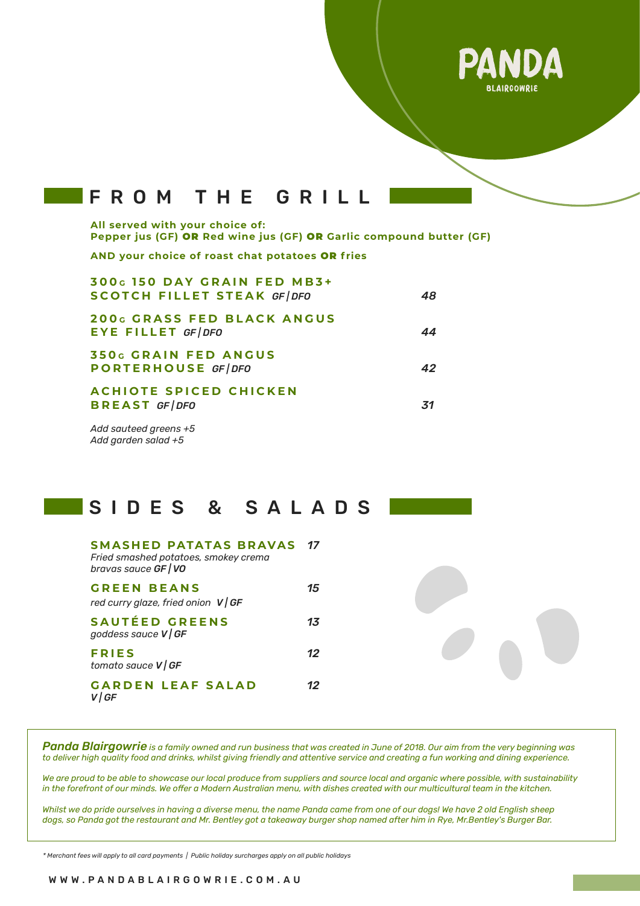PANDA
BLAIRGOWRIE

## FROM THE GRILL

**All served with your choice of:**
**Pepper jus (GF) OR Red wine jus (GF) OR Garlic compound butter (GF)**

**AND your choice of roast chat potatoes OR fries**

| | |
|---|---|
| **300G 150 DAY GRAIN FED MB3+ SCOTCH FILLET STEAK** *GF / DFO* | *48* |
| **200G GRASS FED BLACK ANGUS EYE FILLET** *GF / DFO* | *44* |
| **350G GRAIN FED ANGUS PORTERHOUSE** *GF / DFO* | *42* |
| **ACHIOTE SPICED CHICKEN BREAST** *GF / DFO* | *31* |

*Add sauteed greens +5*
*Add garden salad +5*

## SIDES & SALADS

| | |
|---|---|
| **SMASHED PATATAS BRAVAS**<br>*Fried smashed potatoes, smokey crema bravas sauce* ***GF / VO*** | *17* |
| **GREEN BEANS**<br>*red curry glaze, fried onion* ***V / GF*** | *15* |
| **SAUTÉED GREENS**<br>*goddess sauce* ***V / GF*** | *13* |
| **FRIES**<br>*tomato sauce* ***V / GF*** | *12* |
| **GARDEN LEAF SALAD**<br>***V / GF*** | *12* |

***Panda Blairgowrie*** *is a family owned and run business that was created in June of 2018. Our aim from the very beginning was to deliver high quality food and drinks, whilst giving friendly and attentive service and creating a fun working and dining experience.*

*We are proud to be able to showcase our local produce from suppliers and source local and organic where possible, with sustainability in the forefront of our minds. We offer a Modern Australian menu, with dishes created with our multicultural team in the kitchen.*

*Whilst we do pride ourselves in having a diverse menu, the name Panda came from one of our dogs! We have 2 old English sheep dogs, so Panda got the restaurant and Mr. Bentley got a takeaway burger shop named after him in Rye, Mr.Bentley's Burger Bar.*

*\* Merchant fees will apply to all card payments | Public holiday surcharges apply on all public holidays*

WWW.PANDABLAIRGOWRIE.COM.AU